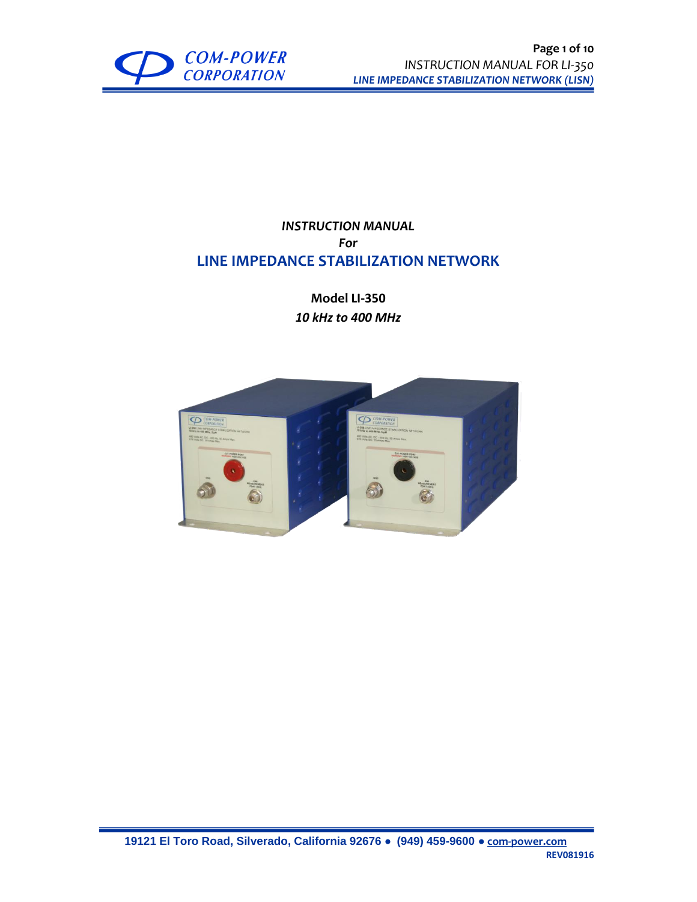*INSTRUCTION MANUAL*

***For***

# LINE IMPEDANCE STABILIZATION NETWORK

**Model LI-350**

***10 kHz to 400 MHz***

19121 El Toro Road, Silverado, California 92676 ● (949) 459-9600 ● com-power.com

REV081916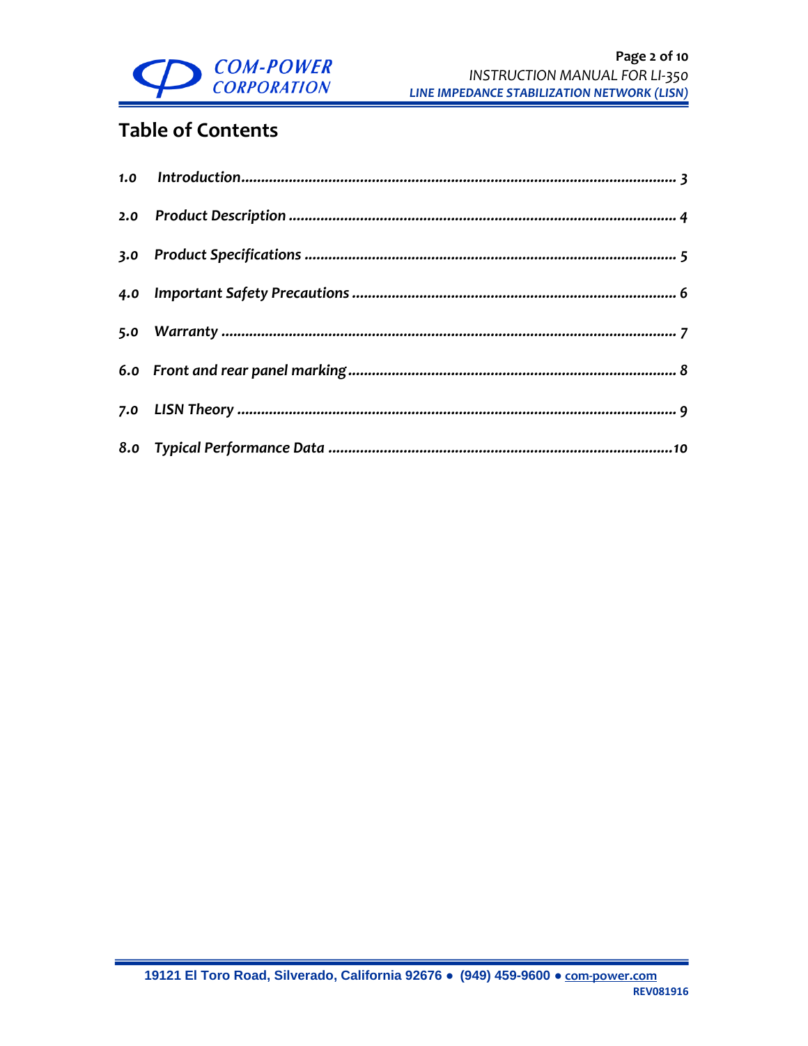# Table of Contents

1.0 *Introduction* ........................................................ *3*

2.0 *Product Description* ........................................................ *4*

3.0 *Product Specifications* ........................................................ *5*

4.0 *Important Safety Precautions* ........................................................ *6*

5.0 *Warranty* ........................................................ *7*

6.0 *Front and rear panel marking* ........................................................ *8*

7.0 *LISN Theory* ........................................................ *9*

8.0 *Typical Performance Data* ........................................................ *10*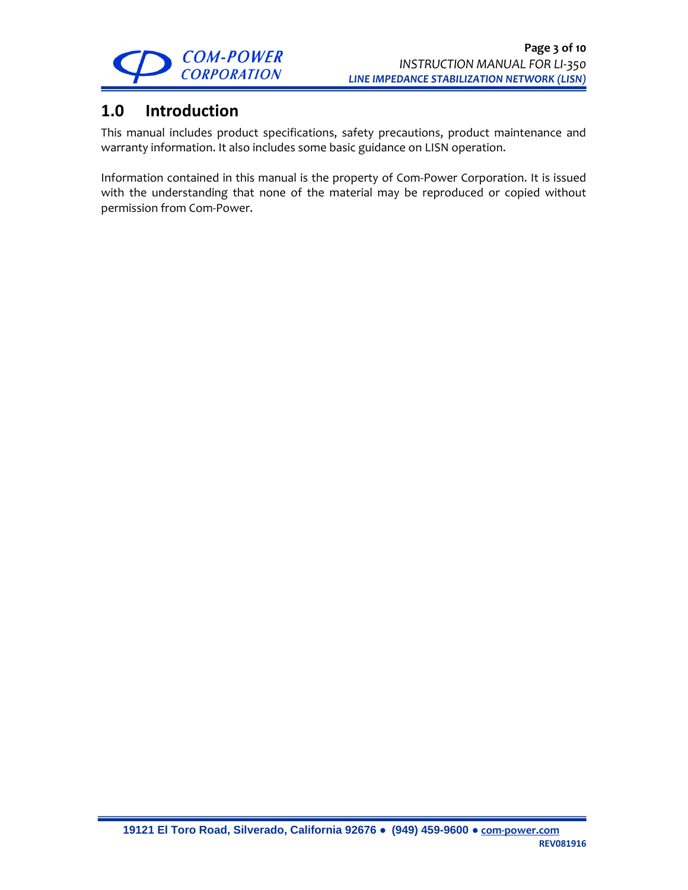# 1.0 Introduction

This manual includes product specifications, safety precautions, product maintenance and warranty information. It also includes some basic guidance on LISN operation.

Information contained in this manual is the property of Com-Power Corporation. It is issued with the understanding that none of the material may be reproduced or copied without permission from Com-Power.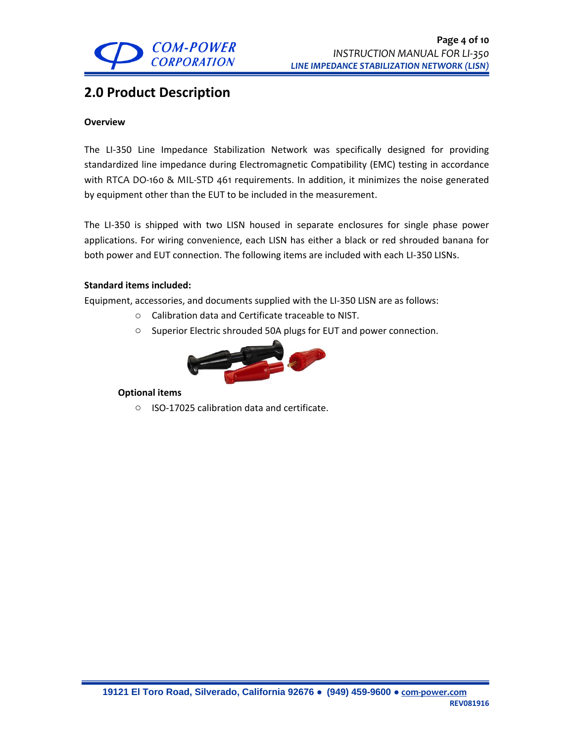# 2.0 Product Description

**Overview**

The LI-350 Line Impedance Stabilization Network was specifically designed for providing standardized line impedance during Electromagnetic Compatibility (EMC) testing in accordance with RTCA DO-160 & MIL-STD 461 requirements. In addition, it minimizes the noise generated by equipment other than the EUT to be included in the measurement.

The LI-350 is shipped with two LISN housed in separate enclosures for single phase power applications. For wiring convenience, each LISN has either a black or red shrouded banana for both power and EUT connection. The following items are included with each LI-350 LISNs.

**Standard items included:**

Equipment, accessories, and documents supplied with the LI-350 LISN are as follows:

- Calibration data and Certificate traceable to NIST.
- Superior Electric shrouded 50A plugs for EUT and power connection.

**Optional items**

- ISO-17025 calibration data and certificate.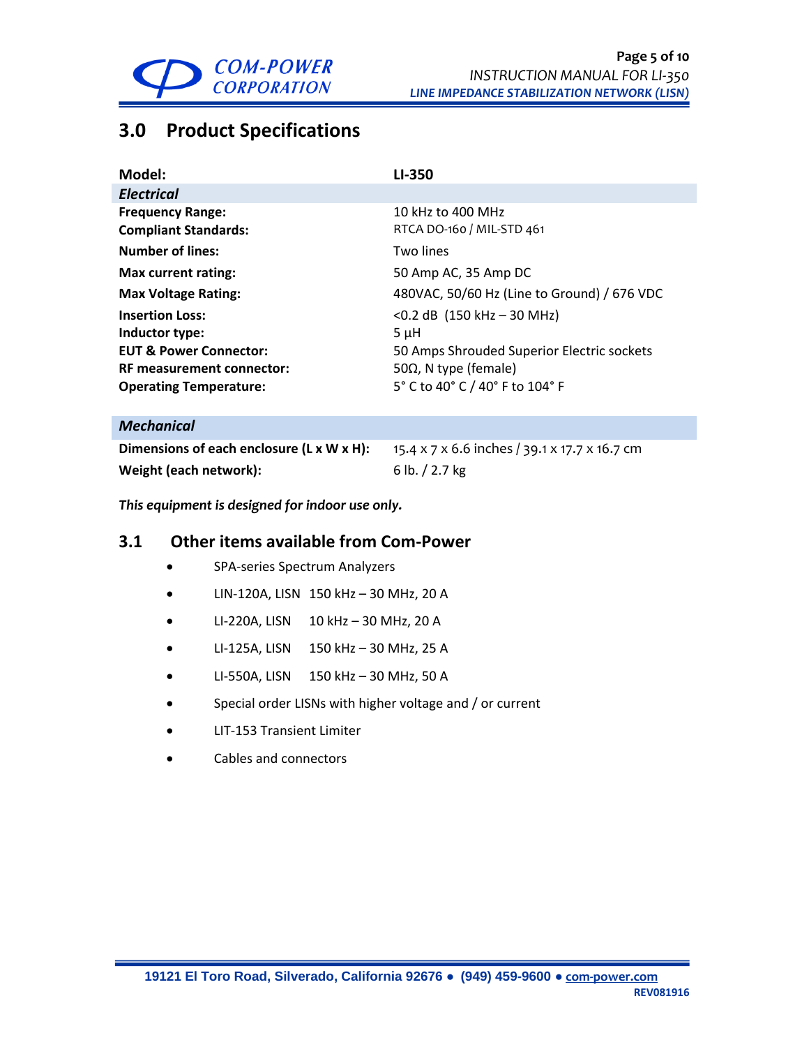## 3.0 Product Specifications

| **Model:** | **LI-350** |
|---|---|
| ***Electrical*** | |
| **Frequency Range:** | 10 kHz to 400 MHz |
| **Compliant Standards:** | RTCA DO-160 / MIL-STD 461 |
| **Number of lines:** | Two lines |
| **Max current rating:** | 50 Amp AC, 35 Amp DC |
| **Max Voltage Rating:** | 480VAC, 50/60 Hz (Line to Ground) / 676 VDC |
| **Insertion Loss:** | <0.2 dB (150 kHz – 30 MHz) |
| **Inductor type:** | 5 µH |
| **EUT & Power Connector:** | 50 Amps Shrouded Superior Electric sockets |
| **RF measurement connector:** | 50Ω, N type (female) |
| **Operating Temperature:** | 5° C to 40° C / 40° F to 104° F |
| ***Mechanical*** | |
| **Dimensions of each enclosure (L x W x H):** | 15.4 x 7 x 6.6 inches / 39.1 x 17.7 x 16.7 cm |
| **Weight (each network):** | 6 lb. / 2.7 kg |

***This equipment is designed for indoor use only.***

### 3.1 Other items available from Com-Power

- SPA-series Spectrum Analyzers
- LIN-120A, LISN 150 kHz – 30 MHz, 20 A
- LI-220A, LISN 10 kHz – 30 MHz, 20 A
- LI-125A, LISN 150 kHz – 30 MHz, 25 A
- LI-550A, LISN 150 kHz – 30 MHz, 50 A
- Special order LISNs with higher voltage and / or current
- LIT-153 Transient Limiter
- Cables and connectors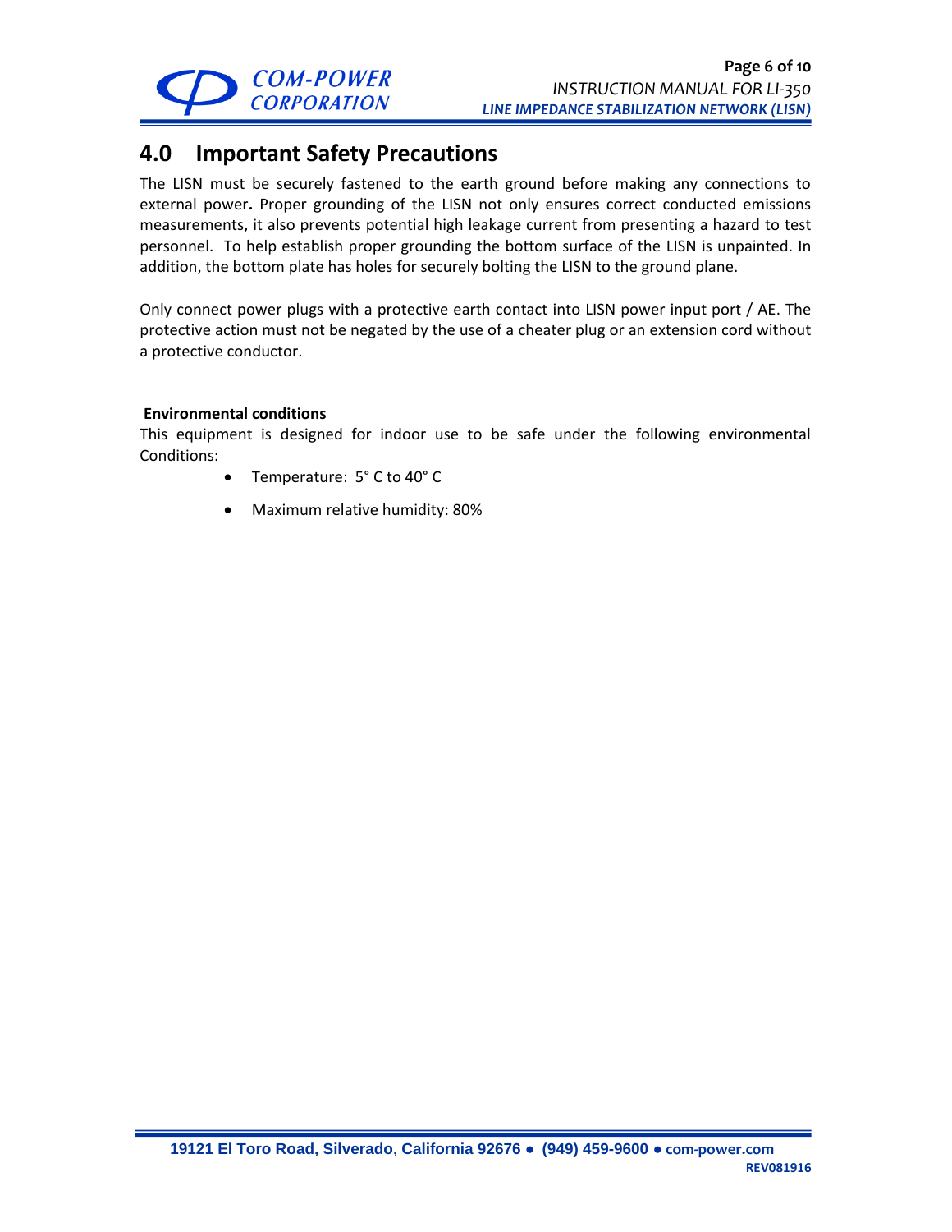## 4.0 Important Safety Precautions

The LISN must be securely fastened to the earth ground before making any connections to external power**.** Proper grounding of the LISN not only ensures correct conducted emissions measurements, it also prevents potential high leakage current from presenting a hazard to test personnel. To help establish proper grounding the bottom surface of the LISN is unpainted. In addition, the bottom plate has holes for securely bolting the LISN to the ground plane.

Only connect power plugs with a protective earth contact into LISN power input port / AE. The protective action must not be negated by the use of a cheater plug or an extension cord without a protective conductor.

**Environmental conditions**

This equipment is designed for indoor use to be safe under the following environmental Conditions:

- Temperature: 5° C to 40° C
- Maximum relative humidity: 80%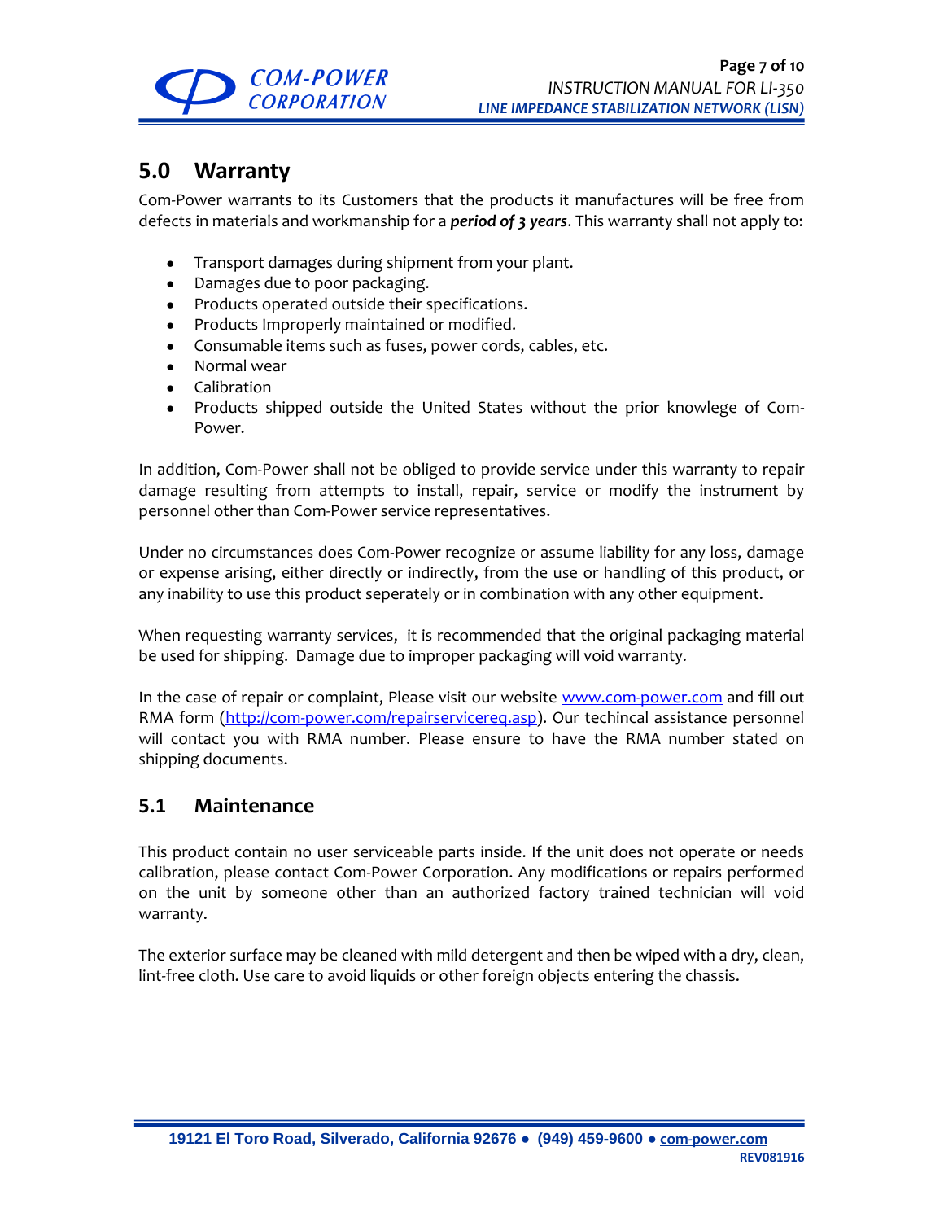## 5.0 Warranty

Com-Power warrants to its Customers that the products it manufactures will be free from defects in materials and workmanship for a ***period of 3 years***. This warranty shall not apply to:

- Transport damages during shipment from your plant.
- Damages due to poor packaging.
- Products operated outside their specifications.
- Products Improperly maintained or modified.
- Consumable items such as fuses, power cords, cables, etc.
- Normal wear
- Calibration
- Products shipped outside the United States without the prior knowlege of Com-Power.

In addition, Com-Power shall not be obliged to provide service under this warranty to repair damage resulting from attempts to install, repair, service or modify the instrument by personnel other than Com-Power service representatives.

Under no circumstances does Com-Power recognize or assume liability for any loss, damage or expense arising, either directly or indirectly, from the use or handling of this product, or any inability to use this product seperately or in combination with any other equipment.

When requesting warranty services, it is recommended that the original packaging material be used for shipping. Damage due to improper packaging will void warranty.

In the case of repair or complaint, Please visit our website [www.com-power.com](http://www.com-power.com) and fill out RMA form ([http://com-power.com/repairservicereq.asp](http://com-power.com/repairservicereq.asp)). Our techincal assistance personnel will contact you with RMA number. Please ensure to have the RMA number stated on shipping documents.

## 5.1 Maintenance

This product contain no user serviceable parts inside. If the unit does not operate or needs calibration, please contact Com-Power Corporation. Any modifications or repairs performed on the unit by someone other than an authorized factory trained technician will void warranty.

The exterior surface may be cleaned with mild detergent and then be wiped with a dry, clean, lint-free cloth. Use care to avoid liquids or other foreign objects entering the chassis.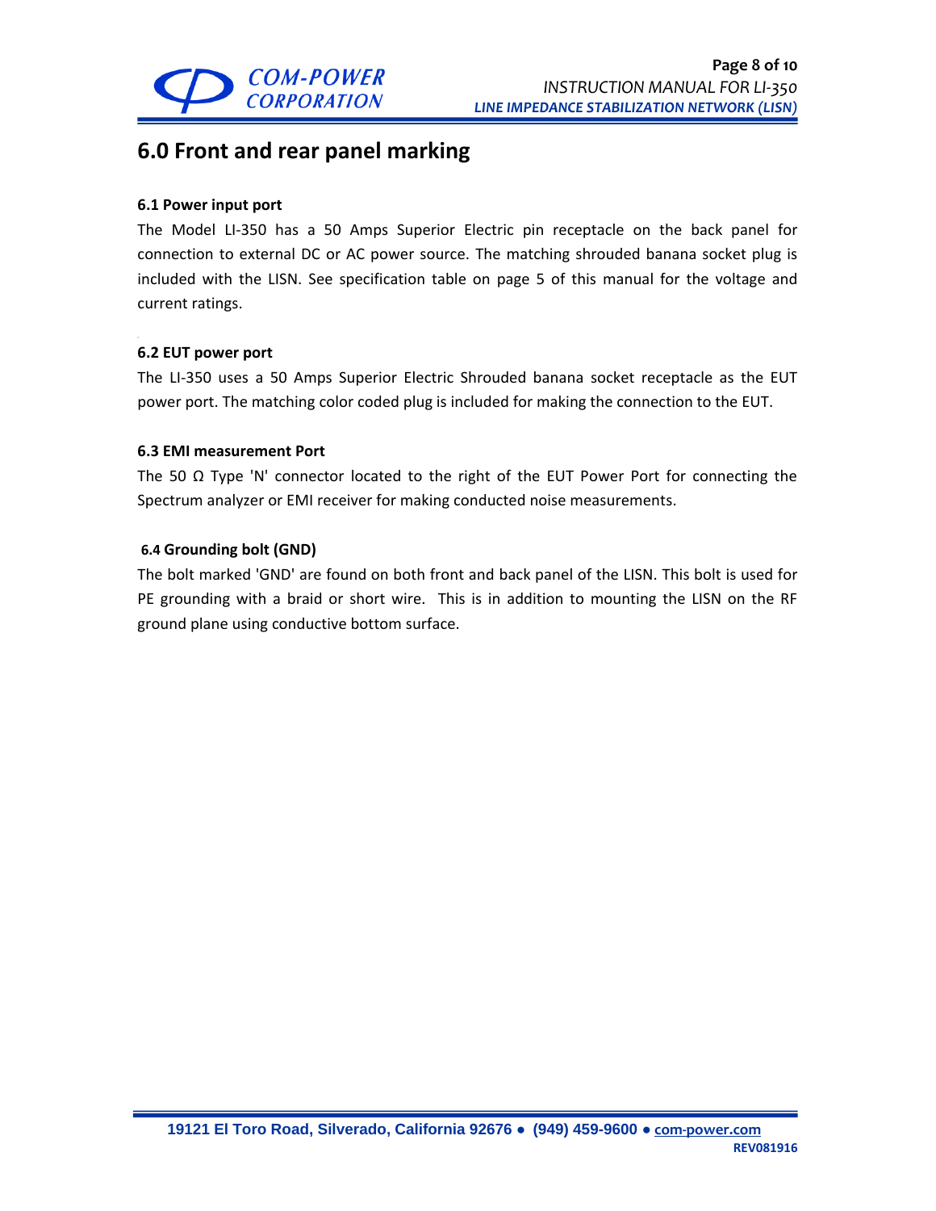# 6.0 Front and rear panel marking

### 6.1 Power input port

The Model LI-350 has a 50 Amps Superior Electric pin receptacle on the back panel for connection to external DC or AC power source. The matching shrouded banana socket plug is included with the LISN. See specification table on page 5 of this manual for the voltage and current ratings.

### 6.2 EUT power port

The LI-350 uses a 50 Amps Superior Electric Shrouded banana socket receptacle as the EUT power port. The matching color coded plug is included for making the connection to the EUT.

### 6.3 EMI measurement Port

The 50 Ω Type 'N' connector located to the right of the EUT Power Port for connecting the Spectrum analyzer or EMI receiver for making conducted noise measurements.

### 6.4 Grounding bolt (GND)

The bolt marked 'GND' are found on both front and back panel of the LISN. This bolt is used for PE grounding with a braid or short wire. This is in addition to mounting the LISN on the RF ground plane using conductive bottom surface.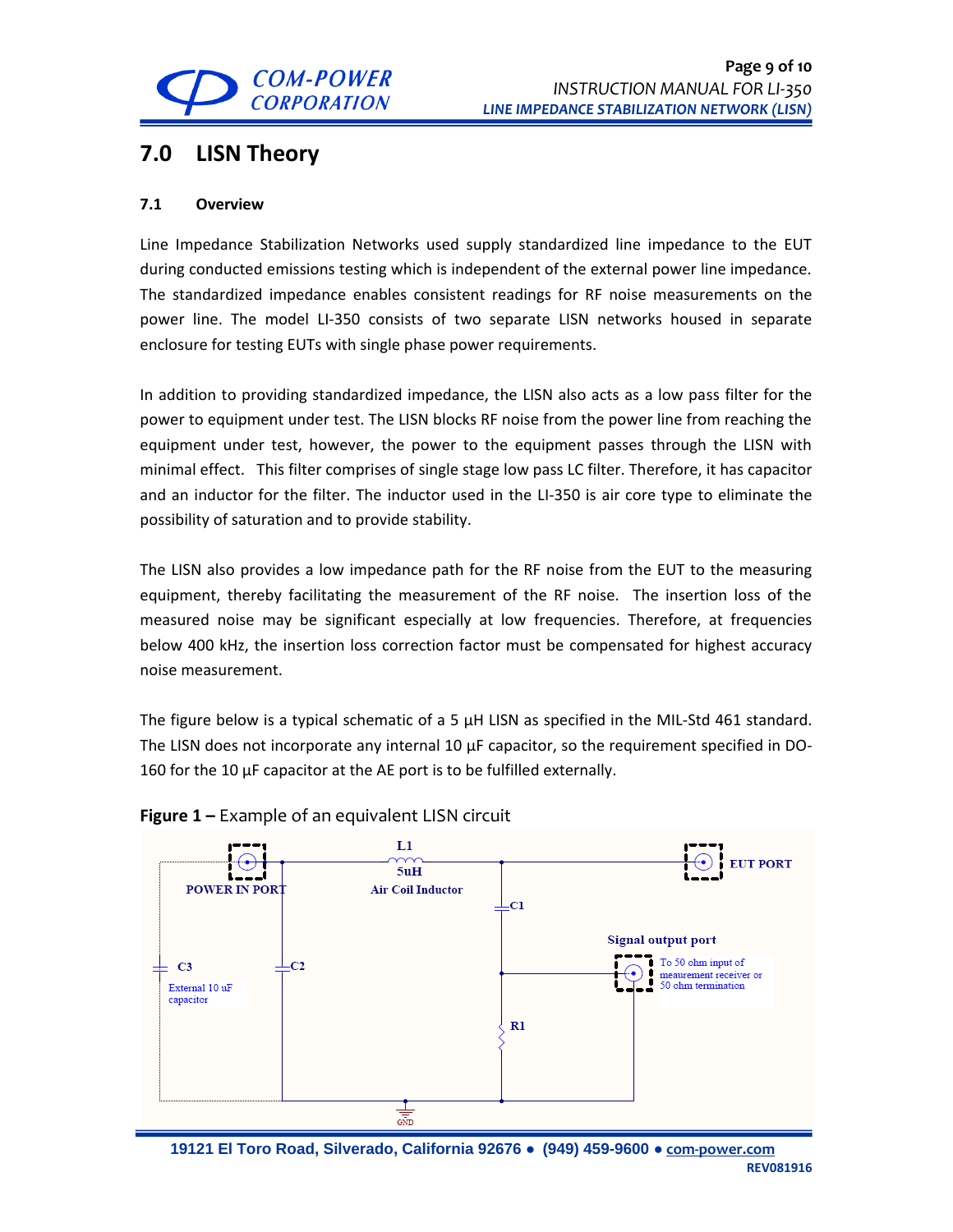# 7.0 LISN Theory

## 7.1 Overview

Line Impedance Stabilization Networks used supply standardized line impedance to the EUT during conducted emissions testing which is independent of the external power line impedance. The standardized impedance enables consistent readings for RF noise measurements on the power line. The model LI-350 consists of two separate LISN networks housed in separate enclosure for testing EUTs with single phase power requirements.

In addition to providing standardized impedance, the LISN also acts as a low pass filter for the power to equipment under test. The LISN blocks RF noise from the power line from reaching the equipment under test, however, the power to the equipment passes through the LISN with minimal effect. This filter comprises of single stage low pass LC filter. Therefore, it has capacitor and an inductor for the filter. The inductor used in the LI-350 is air core type to eliminate the possibility of saturation and to provide stability.

The LISN also provides a low impedance path for the RF noise from the EUT to the measuring equipment, thereby facilitating the measurement of the RF noise. The insertion loss of the measured noise may be significant especially at low frequencies. Therefore, at frequencies below 400 kHz, the insertion loss correction factor must be compensated for highest accuracy noise measurement.

The figure below is a typical schematic of a 5 µH LISN as specified in the MIL-Std 461 standard. The LISN does not incorporate any internal 10 µF capacitor, so the requirement specified in DO-160 for the 10 µF capacitor at the AE port is to be fulfilled externally.

**Figure 1 –** Example of an equivalent LISN circuit

POWER IN PORT — L1 5uH Air Coil Inductor — EUT PORT

C1, C2, C3 (External 10 uF capacitor), R1, GND

Signal output port: To 50 ohm input of meaurement receiver or 50 ohm termination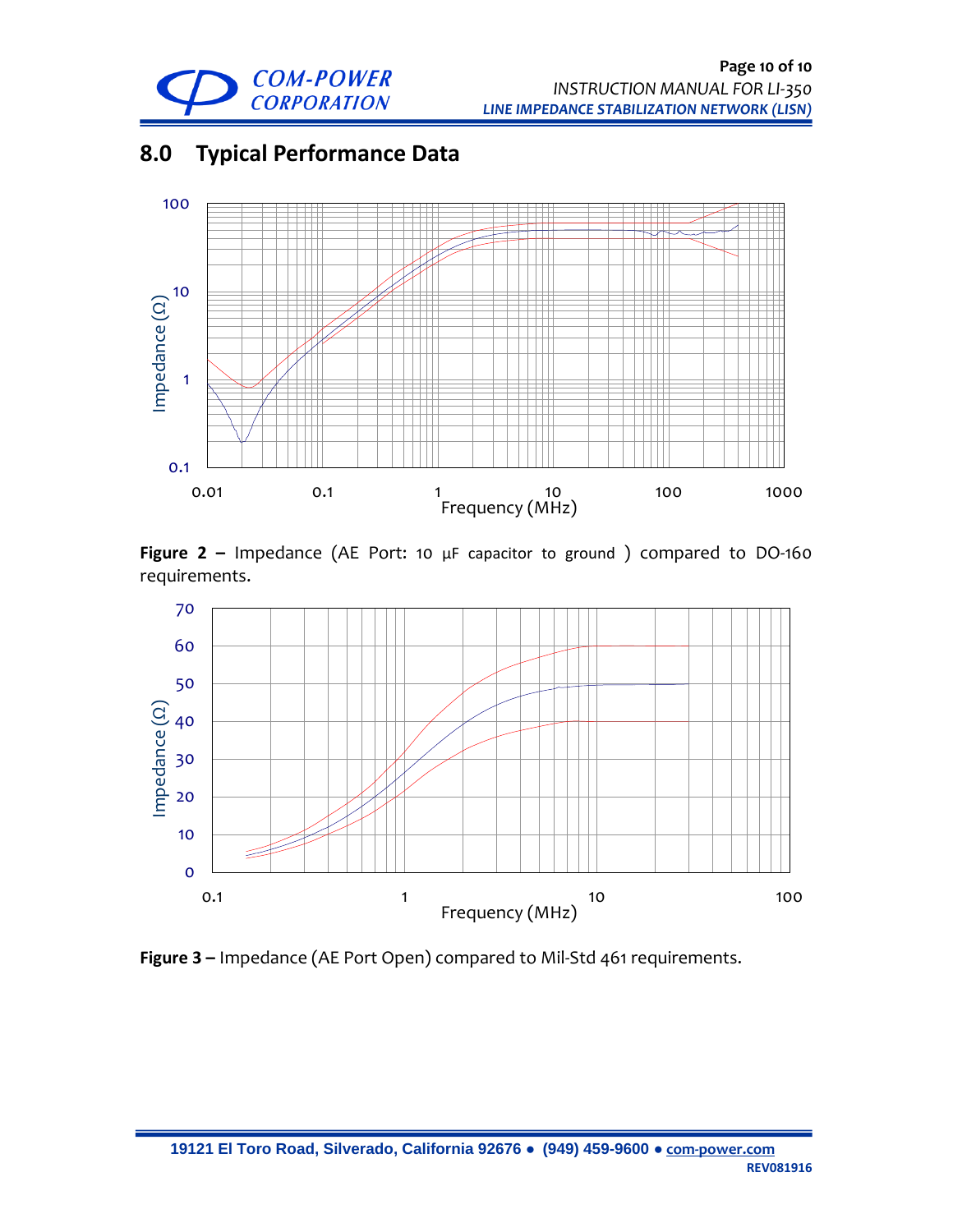## 8.0 Typical Performance Data

100
10
1
0.1
Impedance (Ω)
0.01
0.1
1
10
100
1000
Frequency (MHz)

**Figure 2 –** Impedance (AE Port: 10 μF capacitor to ground ) compared to DO-160 requirements.

70
60
50
40
30
20
10
0
Impedance (Ω)
0.1
1
10
100
Frequency (MHz)

**Figure 3 –** Impedance (AE Port Open) compared to Mil-Std 461 requirements.